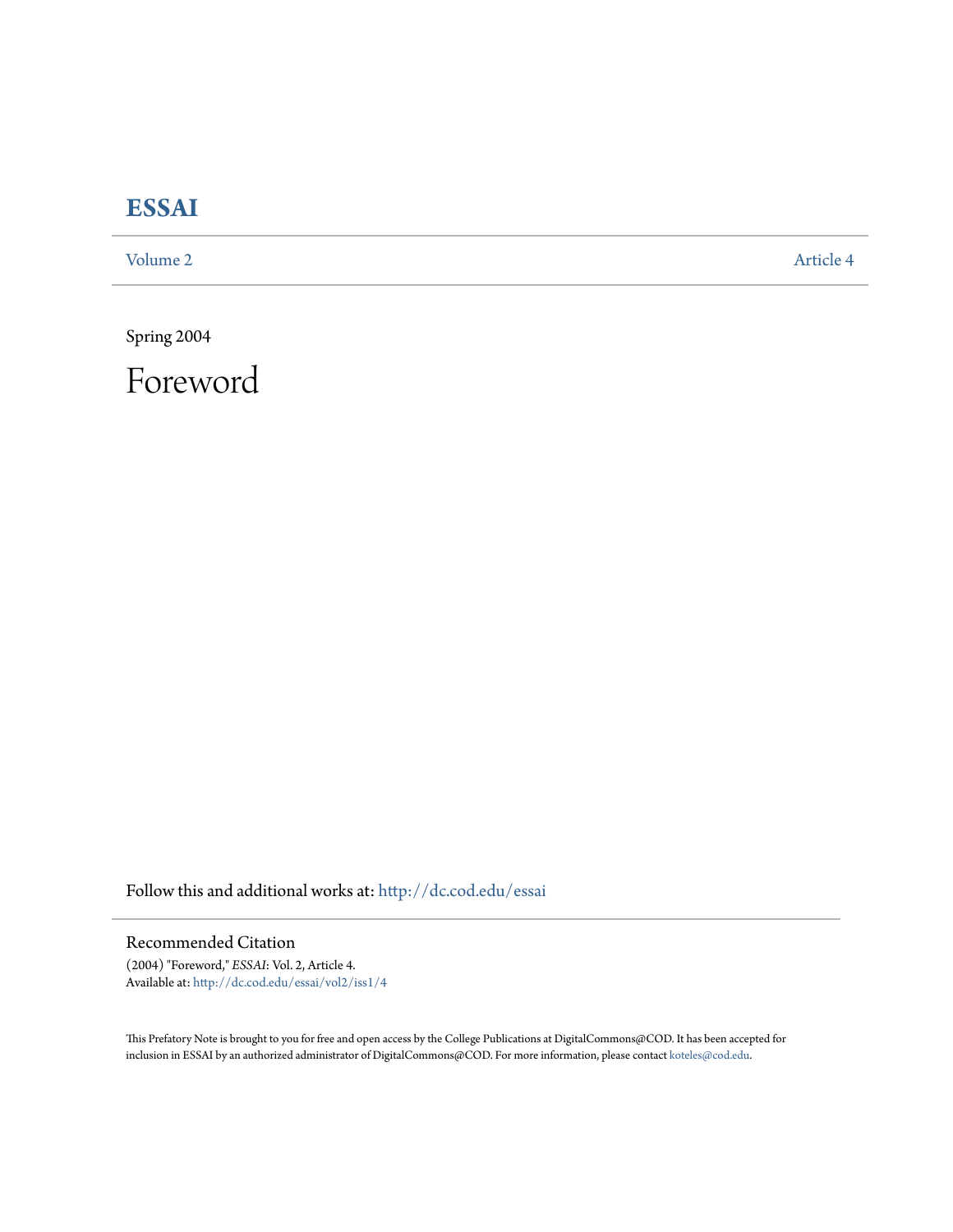# ESSAI

Volume 2 | Article 4

Spring 2004

# Foreword

Follow this and additional works at: http://dc.cod.edu/essai

## Recommended Citation

(2004) "Foreword," *ESSAI*: Vol. 2, Article 4.
Available at: http://dc.cod.edu/essai/vol2/iss1/4

This Prefatory Note is brought to you for free and open access by the College Publications at DigitalCommons@COD. It has been accepted for inclusion in ESSAI by an authorized administrator of DigitalCommons@COD. For more information, please contact koteles@cod.edu.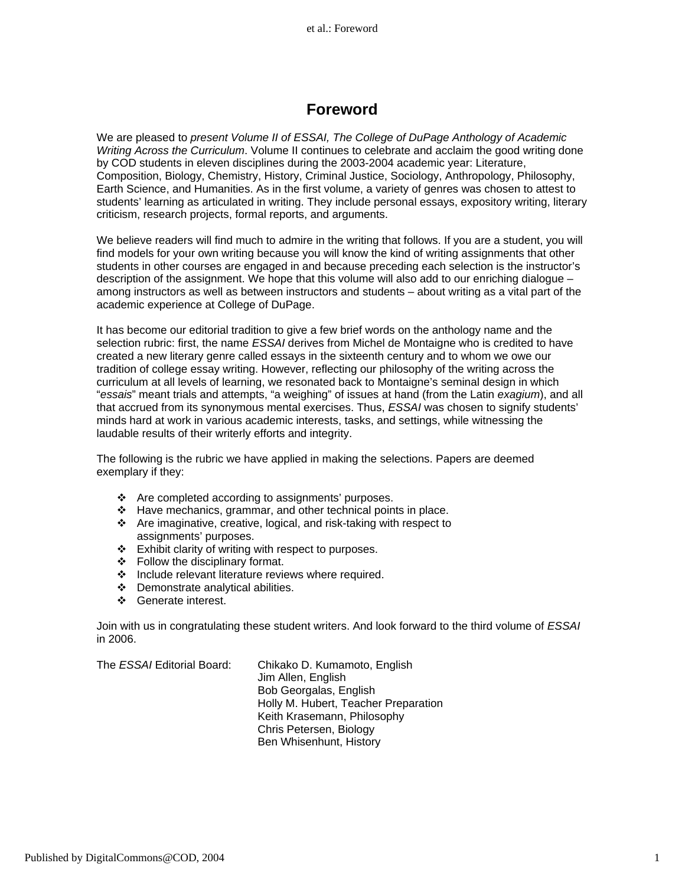# Foreword

We are pleased to *present Volume II of ESSAI, The College of DuPage Anthology of Academic Writing Across the Curriculum*. Volume II continues to celebrate and acclaim the good writing done by COD students in eleven disciplines during the 2003-2004 academic year: Literature, Composition, Biology, Chemistry, History, Criminal Justice, Sociology, Anthropology, Philosophy, Earth Science, and Humanities. As in the first volume, a variety of genres was chosen to attest to students' learning as articulated in writing. They include personal essays, expository writing, literary criticism, research projects, formal reports, and arguments.

We believe readers will find much to admire in the writing that follows. If you are a student, you will find models for your own writing because you will know the kind of writing assignments that other students in other courses are engaged in and because preceding each selection is the instructor's description of the assignment. We hope that this volume will also add to our enriching dialogue – among instructors as well as between instructors and students – about writing as a vital part of the academic experience at College of DuPage.

It has become our editorial tradition to give a few brief words on the anthology name and the selection rubric: first, the name *ESSAI* derives from Michel de Montaigne who is credited to have created a new literary genre called essays in the sixteenth century and to whom we owe our tradition of college essay writing. However, reflecting our philosophy of the writing across the curriculum at all levels of learning, we resonated back to Montaigne's seminal design in which "*essais*" meant trials and attempts, "a weighing" of issues at hand (from the Latin *exagium*), and all that accrued from its synonymous mental exercises. Thus, *ESSAI* was chosen to signify students' minds hard at work in various academic interests, tasks, and settings, while witnessing the laudable results of their writerly efforts and integrity.

The following is the rubric we have applied in making the selections. Papers are deemed exemplary if they:

- Are completed according to assignments' purposes.
- Have mechanics, grammar, and other technical points in place.
- Are imaginative, creative, logical, and risk-taking with respect to assignments' purposes.
- Exhibit clarity of writing with respect to purposes.
- Follow the disciplinary format.
- Include relevant literature reviews where required.
- Demonstrate analytical abilities.
- Generate interest.

Join with us in congratulating these student writers. And look forward to the third volume of *ESSAI* in 2006.

The *ESSAI* Editorial Board:

Chikako D. Kumamoto, English
Jim Allen, English
Bob Georgalas, English
Holly M. Hubert, Teacher Preparation
Keith Krasemann, Philosophy
Chris Petersen, Biology
Ben Whisenhunt, History